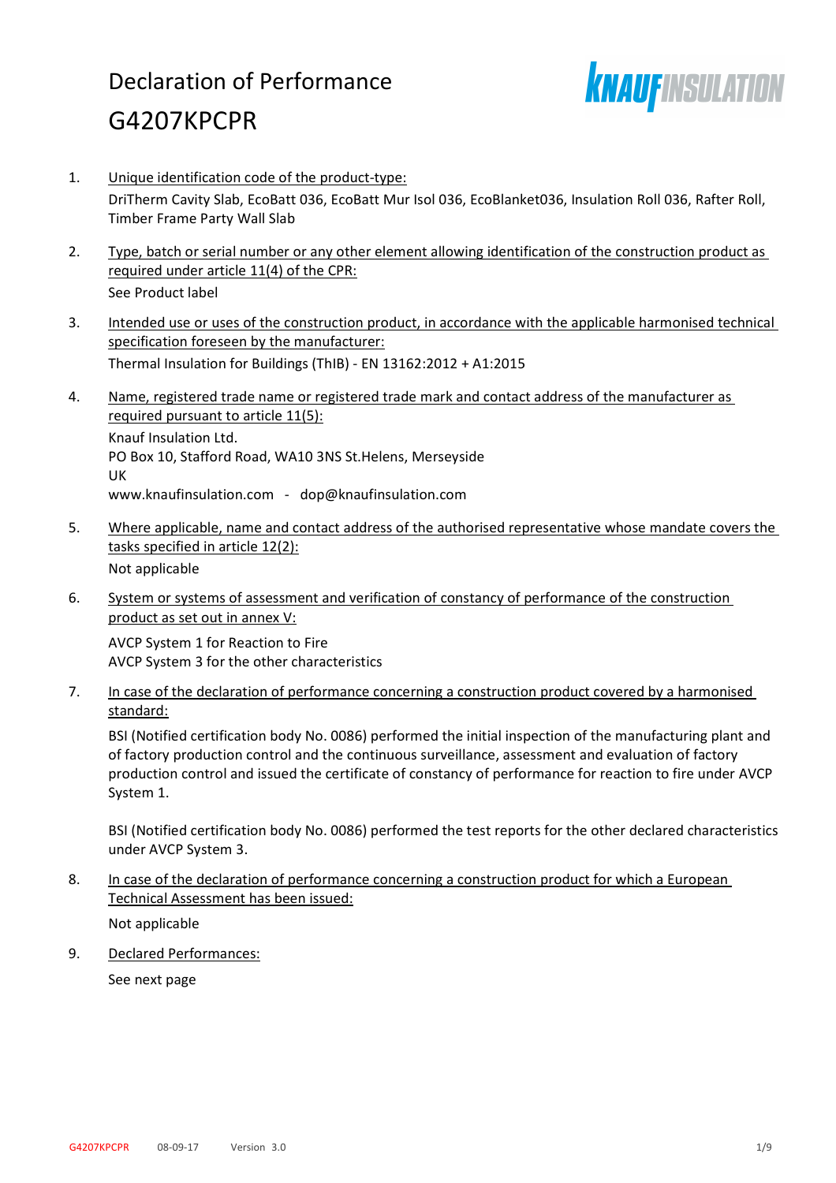# Declaration of Performance
# G4207KPCPR

1. Unique identification code of the product-type:

   DriTherm Cavity Slab, EcoBatt 036, EcoBatt Mur Isol 036, EcoBlanket036, Insulation Roll 036, Rafter Roll, Timber Frame Party Wall Slab

2. Type, batch or serial number or any other element allowing identification of the construction product as required under article 11(4) of the CPR:

   See Product label

3. Intended use or uses of the construction product, in accordance with the applicable harmonised technical specification foreseen by the manufacturer:

   Thermal Insulation for Buildings (ThIB) - EN 13162:2012 + A1:2015

4. Name, registered trade name or registered trade mark and contact address of the manufacturer as required pursuant to article 11(5):

   Knauf Insulation Ltd.
   PO Box 10, Stafford Road, WA10 3NS St.Helens, Merseyside
   UK
   www.knaufinsulation.com - dop@knaufinsulation.com

5. Where applicable, name and contact address of the authorised representative whose mandate covers the tasks specified in article 12(2):

   Not applicable

6. System or systems of assessment and verification of constancy of performance of the construction product as set out in annex V:

   AVCP System 1 for Reaction to Fire
   AVCP System 3 for the other characteristics

7. In case of the declaration of performance concerning a construction product covered by a harmonised standard:

   BSI (Notified certification body No. 0086) performed the initial inspection of the manufacturing plant and of factory production control and the continuous surveillance, assessment and evaluation of factory production control and issued the certificate of constancy of performance for reaction to fire under AVCP System 1.

   BSI (Notified certification body No. 0086) performed the test reports for the other declared characteristics under AVCP System 3.

8. In case of the declaration of performance concerning a construction product for which a European Technical Assessment has been issued:

   Not applicable

9. Declared Performances:

   See next page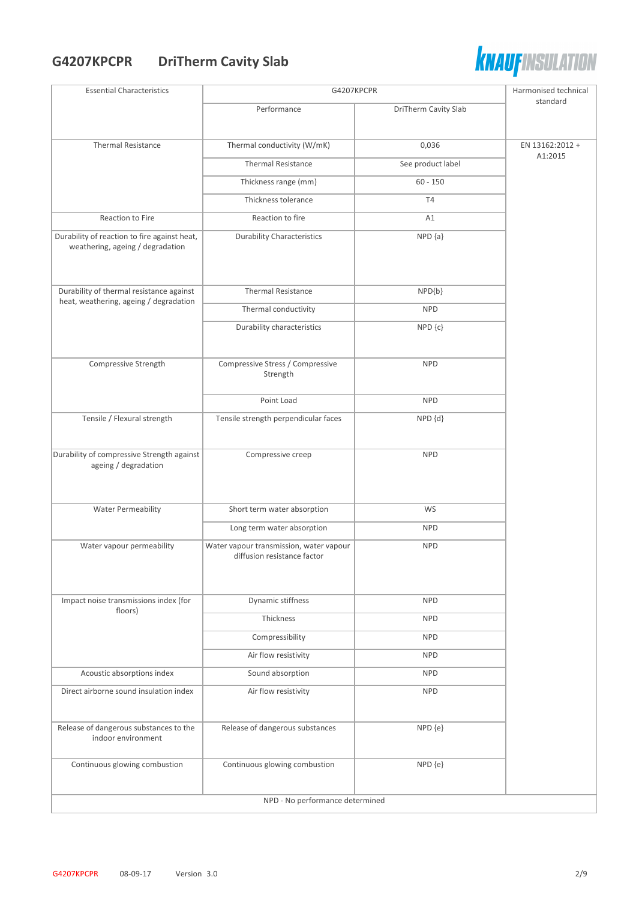# G4207KPCPR DriTherm Cavity Slab

| Essential Characteristics | G4207KPCPR | | Harmonised technical standard |
|---|---|---|---|
| | Performance | DriTherm Cavity Slab | |
| Thermal Resistance | Thermal conductivity (W/mK) | 0,036 | EN 13162:2012 + A1:2015 |
| | Thermal Resistance | See product label | |
| | Thickness range (mm) | 60 - 150 | |
| | Thickness tolerance | T4 | |
| Reaction to Fire | Reaction to fire | A1 | |
| Durability of reaction to fire against heat, weathering, ageing / degradation | Durability Characteristics | NPD {a} | |
| Durability of thermal resistance against heat, weathering, ageing / degradation | Thermal Resistance | NPD{b} | |
| | Thermal conductivity | NPD | |
| | Durability characteristics | NPD {c} | |
| Compressive Strength | Compressive Stress / Compressive Strength | NPD | |
| | Point Load | NPD | |
| Tensile / Flexural strength | Tensile strength perpendicular faces | NPD {d} | |
| Durability of compressive Strength against ageing / degradation | Compressive creep | NPD | |
| Water Permeability | Short term water absorption | WS | |
| | Long term water absorption | NPD | |
| Water vapour permeability | Water vapour transmission, water vapour diffusion resistance factor | NPD | |
| Impact noise transmissions index (for floors) | Dynamic stiffness | NPD | |
| | Thickness | NPD | |
| | Compressibility | NPD | |
| | Air flow resistivity | NPD | |
| Acoustic absorptions index | Sound absorption | NPD | |
| Direct airborne sound insulation index | Air flow resistivity | NPD | |
| Release of dangerous substances to the indoor environment | Release of dangerous substances | NPD {e} | |
| Continuous glowing combustion | Continuous glowing combustion | NPD {e} | |
| NPD - No performance determined | | | |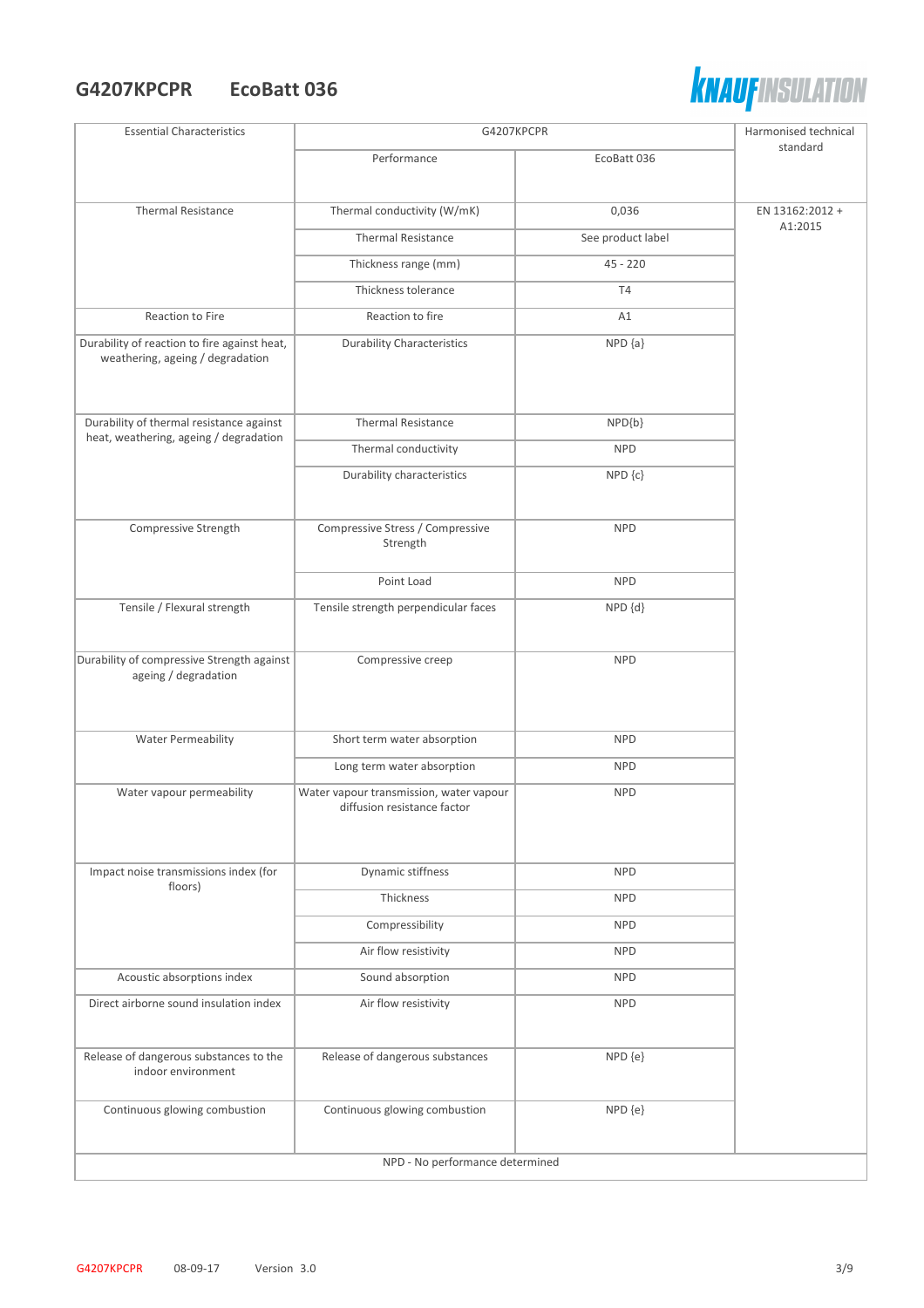## G4207KPCPR EcoBatt 036

| Essential Characteristics | G4207KPCPR | | Harmonised technical standard |
|---|---|---|---|
| | Performance | EcoBatt 036 | |
| Thermal Resistance | Thermal conductivity (W/mK) | 0,036 | EN 13162:2012 + A1:2015 |
| | Thermal Resistance | See product label | |
| | Thickness range (mm) | 45 - 220 | |
| | Thickness tolerance | T4 | |
| Reaction to Fire | Reaction to fire | A1 | |
| Durability of reaction to fire against heat, weathering, ageing / degradation | Durability Characteristics | NPD {a} | |
| Durability of thermal resistance against heat, weathering, ageing / degradation | Thermal Resistance | NPD{b} | |
| | Thermal conductivity | NPD | |
| | Durability characteristics | NPD {c} | |
| Compressive Strength | Compressive Stress / Compressive Strength | NPD | |
| | Point Load | NPD | |
| Tensile / Flexural strength | Tensile strength perpendicular faces | NPD {d} | |
| Durability of compressive Strength against ageing / degradation | Compressive creep | NPD | |
| Water Permeability | Short term water absorption | NPD | |
| | Long term water absorption | NPD | |
| Water vapour permeability | Water vapour transmission, water vapour diffusion resistance factor | NPD | |
| Impact noise transmissions index (for floors) | Dynamic stiffness | NPD | |
| | Thickness | NPD | |
| | Compressibility | NPD | |
| | Air flow resistivity | NPD | |
| Acoustic absorptions index | Sound absorption | NPD | |
| Direct airborne sound insulation index | Air flow resistivity | NPD | |
| Release of dangerous substances to the indoor environment | Release of dangerous substances | NPD {e} | |
| Continuous glowing combustion | Continuous glowing combustion | NPD {e} | |
| NPD - No performance determined | | | |

G4207KPCPR 08-09-17 Version 3.0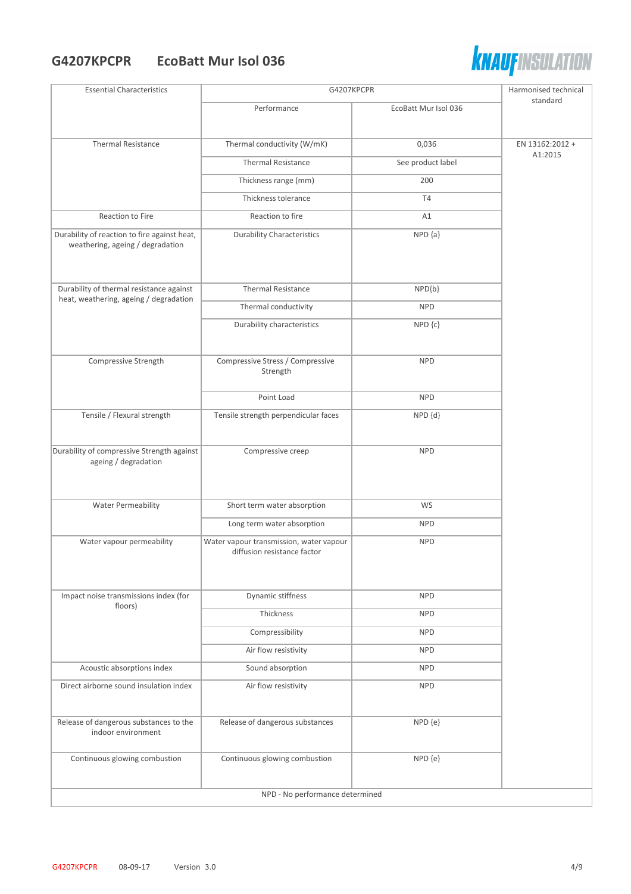## G4207KPCPR EcoBatt Mur Isol 036

| Essential Characteristics | G4207KPCPR | | Harmonised technical standard |
|---|---|---|---|
| | Performance | EcoBatt Mur Isol 036 | |
| Thermal Resistance | Thermal conductivity (W/mK) | 0,036 | EN 13162:2012 + A1:2015 |
| | Thermal Resistance | See product label | |
| | Thickness range (mm) | 200 | |
| | Thickness tolerance | T4 | |
| Reaction to Fire | Reaction to fire | A1 | |
| Durability of reaction to fire against heat, weathering, ageing / degradation | Durability Characteristics | NPD {a} | |
| Durability of thermal resistance against heat, weathering, ageing / degradation | Thermal Resistance | NPD{b} | |
| | Thermal conductivity | NPD | |
| | Durability characteristics | NPD {c} | |
| Compressive Strength | Compressive Stress / Compressive Strength | NPD | |
| | Point Load | NPD | |
| Tensile / Flexural strength | Tensile strength perpendicular faces | NPD {d} | |
| Durability of compressive Strength against ageing / degradation | Compressive creep | NPD | |
| Water Permeability | Short term water absorption | WS | |
| | Long term water absorption | NPD | |
| Water vapour permeability | Water vapour transmission, water vapour diffusion resistance factor | NPD | |
| Impact noise transmissions index (for floors) | Dynamic stiffness | NPD | |
| | Thickness | NPD | |
| | Compressibility | NPD | |
| | Air flow resistivity | NPD | |
| Acoustic absorptions index | Sound absorption | NPD | |
| Direct airborne sound insulation index | Air flow resistivity | NPD | |
| Release of dangerous substances to the indoor environment | Release of dangerous substances | NPD {e} | |
| Continuous glowing combustion | Continuous glowing combustion | NPD {e} | |
| NPD - No performance determined | | | |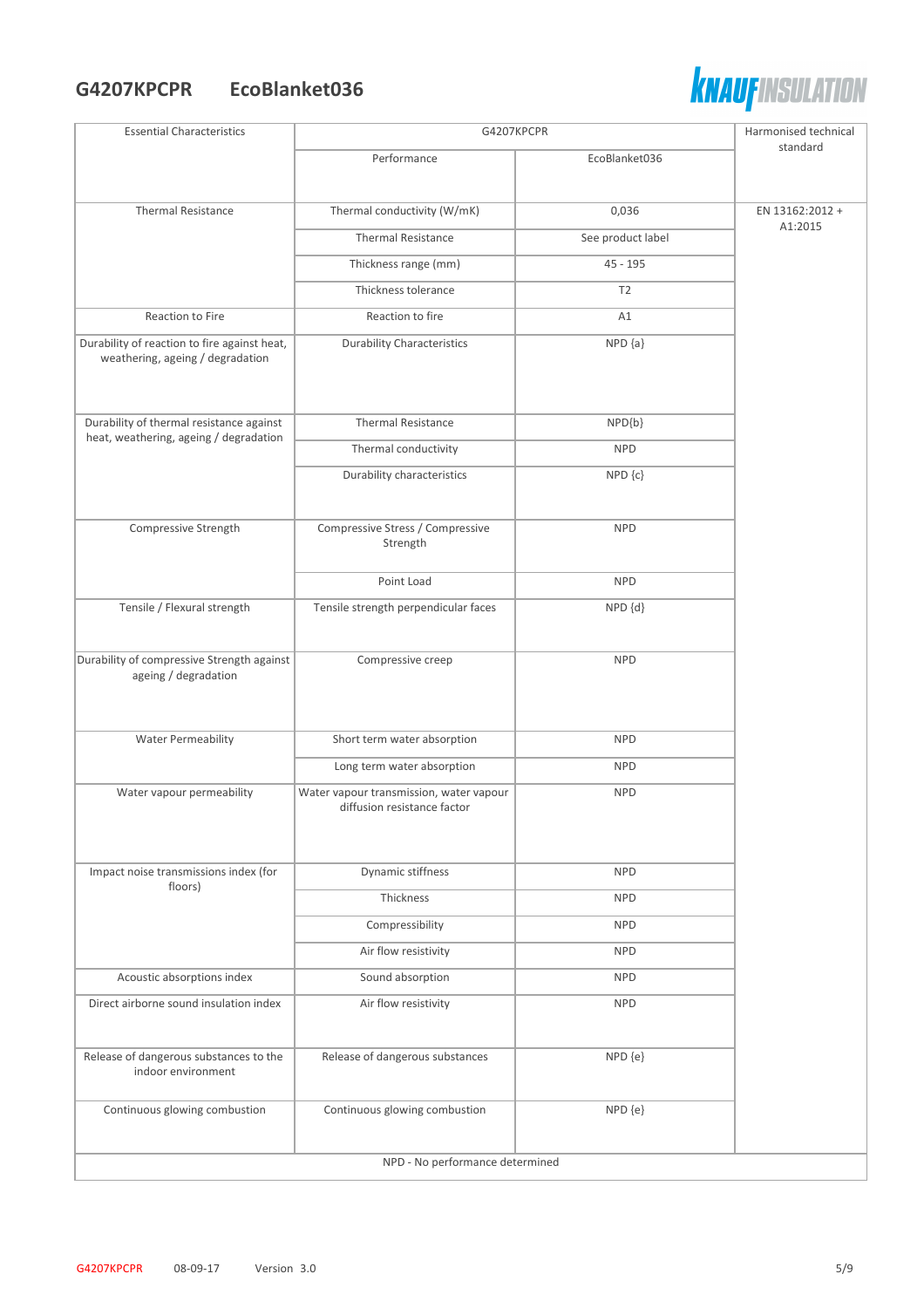## G4207KPCPR EcoBlanket036

| Essential Characteristics | G4207KPCPR | | Harmonised technical standard |
|---|---|---|---|
| | Performance | EcoBlanket036 | |
| Thermal Resistance | Thermal conductivity (W/mK) | 0,036 | EN 13162:2012 + A1:2015 |
| | Thermal Resistance | See product label | |
| | Thickness range (mm) | 45 - 195 | |
| | Thickness tolerance | T2 | |
| Reaction to Fire | Reaction to fire | A1 | |
| Durability of reaction to fire against heat, weathering, ageing / degradation | Durability Characteristics | NPD {a} | |
| Durability of thermal resistance against heat, weathering, ageing / degradation | Thermal Resistance | NPD{b} | |
| | Thermal conductivity | NPD | |
| | Durability characteristics | NPD {c} | |
| Compressive Strength | Compressive Stress / Compressive Strength | NPD | |
| | Point Load | NPD | |
| Tensile / Flexural strength | Tensile strength perpendicular faces | NPD {d} | |
| Durability of compressive Strength against ageing / degradation | Compressive creep | NPD | |
| Water Permeability | Short term water absorption | NPD | |
| | Long term water absorption | NPD | |
| Water vapour permeability | Water vapour transmission, water vapour diffusion resistance factor | NPD | |
| Impact noise transmissions index (for floors) | Dynamic stiffness | NPD | |
| | Thickness | NPD | |
| | Compressibility | NPD | |
| | Air flow resistivity | NPD | |
| Acoustic absorptions index | Sound absorption | NPD | |
| Direct airborne sound insulation index | Air flow resistivity | NPD | |
| Release of dangerous substances to the indoor environment | Release of dangerous substances | NPD {e} | |
| Continuous glowing combustion | Continuous glowing combustion | NPD {e} | |
| NPD - No performance determined | | | |

G4207KPCPR 08-09-17 Version 3.0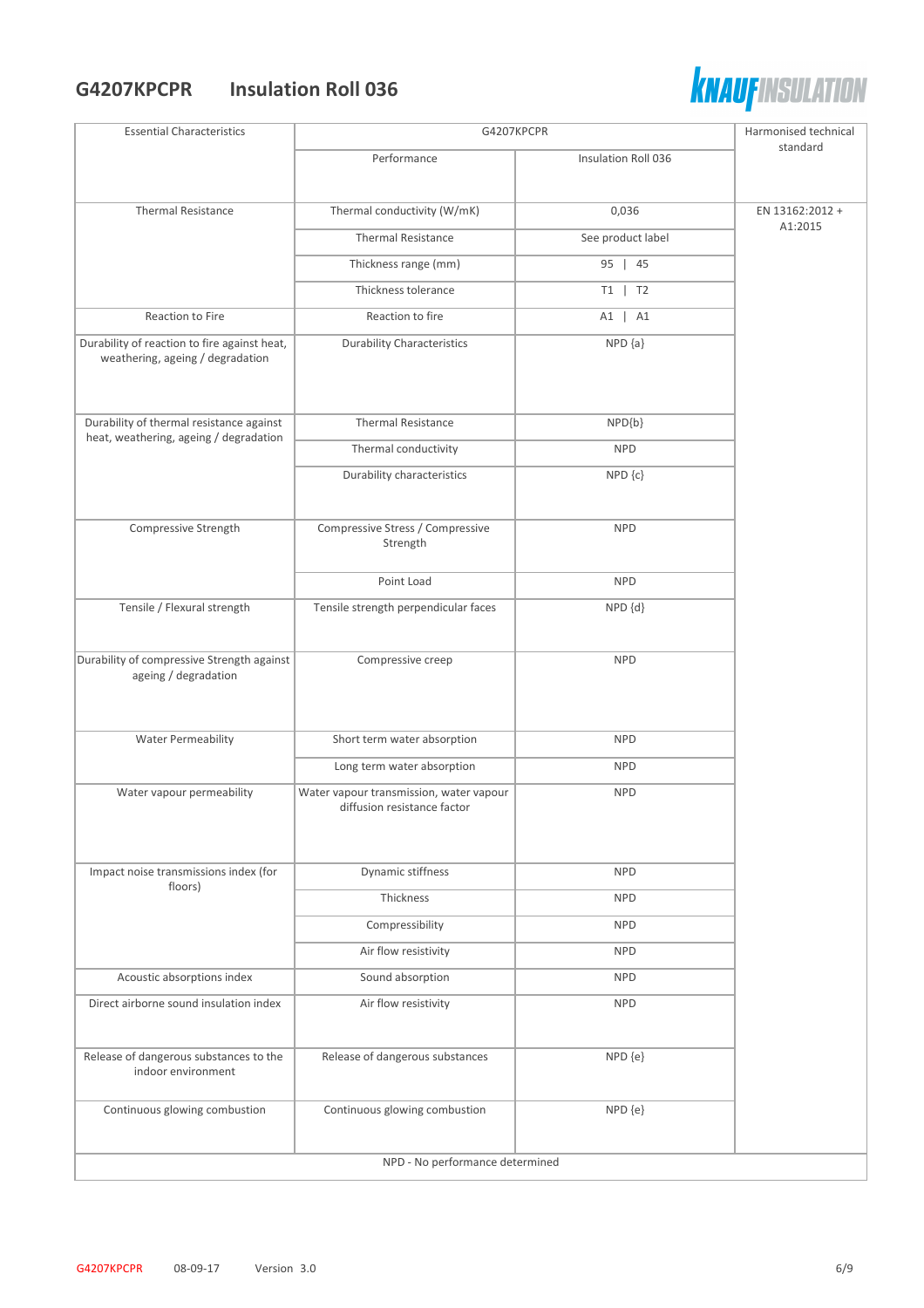## G4207KPCPR Insulation Roll 036

| Essential Characteristics | G4207KPCPR | | Harmonised technical standard |
|---|---|---|---|
| | Performance | Insulation Roll 036 | |
| Thermal Resistance | Thermal conductivity (W/mK) | 0,036 | EN 13162:2012 + A1:2015 |
| | Thermal Resistance | See product label | |
| | Thickness range (mm) | 95 \| 45 | |
| | Thickness tolerance | T1 \| T2 | |
| Reaction to Fire | Reaction to fire | A1 \| A1 | |
| Durability of reaction to fire against heat, weathering, ageing / degradation | Durability Characteristics | NPD {a} | |
| Durability of thermal resistance against heat, weathering, ageing / degradation | Thermal Resistance | NPD{b} | |
| | Thermal conductivity | NPD | |
| | Durability characteristics | NPD {c} | |
| Compressive Strength | Compressive Stress / Compressive Strength | NPD | |
| | Point Load | NPD | |
| Tensile / Flexural strength | Tensile strength perpendicular faces | NPD {d} | |
| Durability of compressive Strength against ageing / degradation | Compressive creep | NPD | |
| Water Permeability | Short term water absorption | NPD | |
| | Long term water absorption | NPD | |
| Water vapour permeability | Water vapour transmission, water vapour diffusion resistance factor | NPD | |
| Impact noise transmissions index (for floors) | Dynamic stiffness | NPD | |
| | Thickness | NPD | |
| | Compressibility | NPD | |
| | Air flow resistivity | NPD | |
| Acoustic absorptions index | Sound absorption | NPD | |
| Direct airborne sound insulation index | Air flow resistivity | NPD | |
| Release of dangerous substances to the indoor environment | Release of dangerous substances | NPD {e} | |
| Continuous glowing combustion | Continuous glowing combustion | NPD {e} | |
| NPD - No performance determined | | | |

G4207KPCPR 08-09-17 Version 3.0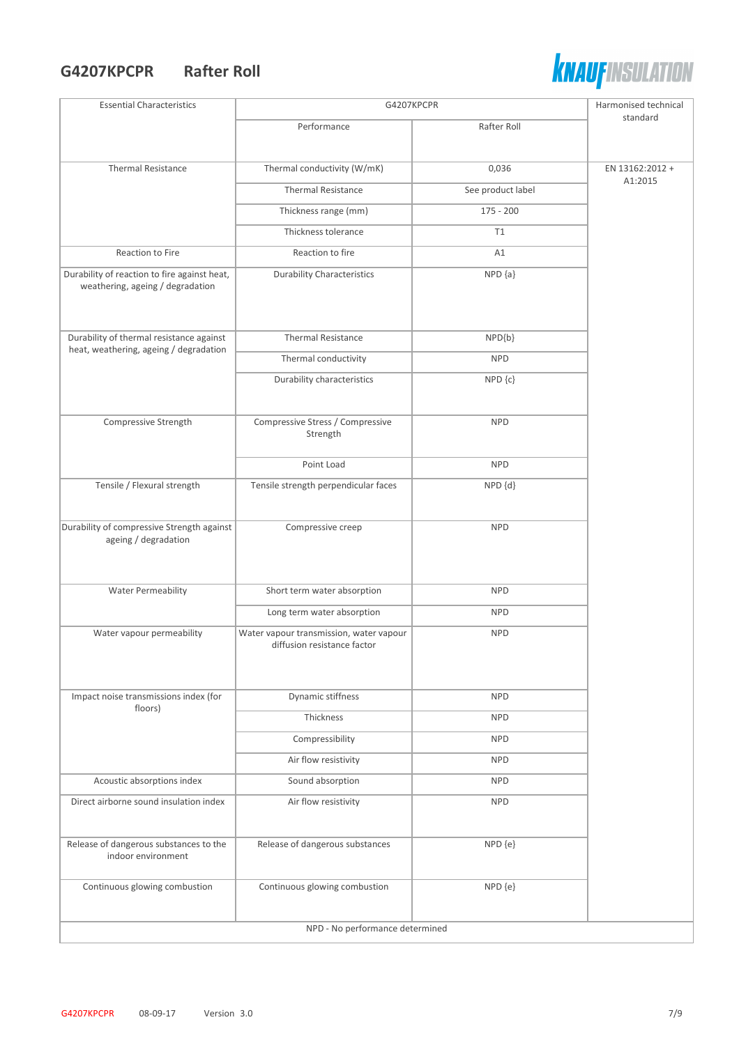## G4207KPCPR Rafter Roll

| Essential Characteristics | G4207KPCPR | | Harmonised technical standard |
|---|---|---|---|
| | Performance | Rafter Roll | |
| Thermal Resistance | Thermal conductivity (W/mK) | 0,036 | EN 13162:2012 + A1:2015 |
| | Thermal Resistance | See product label | |
| | Thickness range (mm) | 175 - 200 | |
| | Thickness tolerance | T1 | |
| Reaction to Fire | Reaction to fire | A1 | |
| Durability of reaction to fire against heat, weathering, ageing / degradation | Durability Characteristics | NPD {a} | |
| Durability of thermal resistance against heat, weathering, ageing / degradation | Thermal Resistance | NPD{b} | |
| | Thermal conductivity | NPD | |
| | Durability characteristics | NPD {c} | |
| Compressive Strength | Compressive Stress / Compressive Strength | NPD | |
| | Point Load | NPD | |
| Tensile / Flexural strength | Tensile strength perpendicular faces | NPD {d} | |
| Durability of compressive Strength against ageing / degradation | Compressive creep | NPD | |
| Water Permeability | Short term water absorption | NPD | |
| | Long term water absorption | NPD | |
| Water vapour permeability | Water vapour transmission, water vapour diffusion resistance factor | NPD | |
| Impact noise transmissions index (for floors) | Dynamic stiffness | NPD | |
| | Thickness | NPD | |
| | Compressibility | NPD | |
| | Air flow resistivity | NPD | |
| Acoustic absorptions index | Sound absorption | NPD | |
| Direct airborne sound insulation index | Air flow resistivity | NPD | |
| Release of dangerous substances to the indoor environment | Release of dangerous substances | NPD {e} | |
| Continuous glowing combustion | Continuous glowing combustion | NPD {e} | |
| NPD - No performance determined | | | |

G4207KPCPR 08-09-17 Version 3.0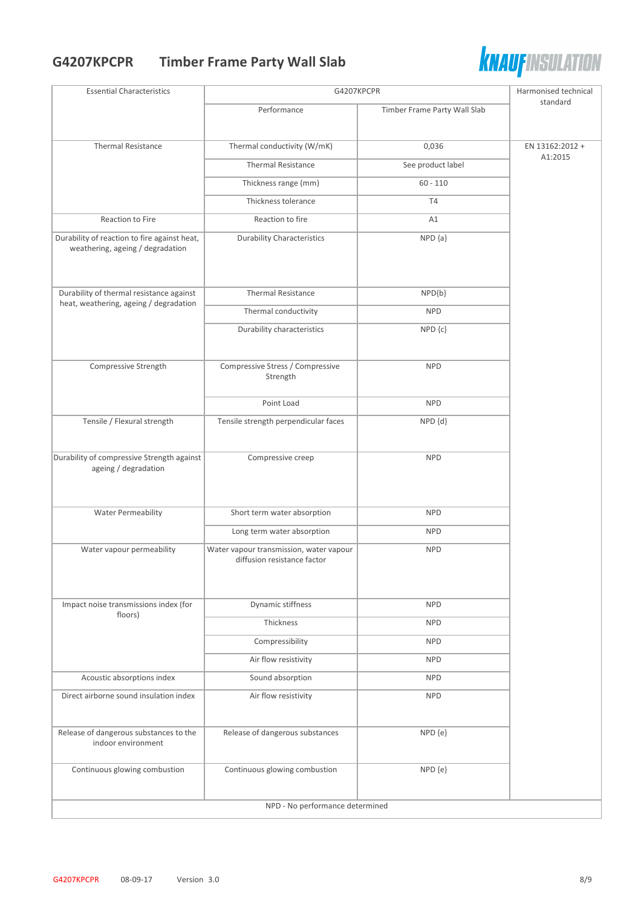# G4207KPCPR Timber Frame Party Wall Slab

| Essential Characteristics | Performance | G4207KPCPR Timber Frame Party Wall Slab | Harmonised technical standard |
|---|---|---|---|
| Thermal Resistance | Thermal conductivity (W/mK) | 0,036 | EN 13162:2012 + A1:2015 |
| | Thermal Resistance | See product label | |
| | Thickness range (mm) | 60 - 110 | |
| | Thickness tolerance | T4 | |
| Reaction to Fire | Reaction to fire | A1 | |
| Durability of reaction to fire against heat, weathering, ageing / degradation | Durability Characteristics | NPD {a} | |
| Durability of thermal resistance against heat, weathering, ageing / degradation | Thermal Resistance | NPD{b} | |
| | Thermal conductivity | NPD | |
| | Durability characteristics | NPD {c} | |
| Compressive Strength | Compressive Stress / Compressive Strength | NPD | |
| | Point Load | NPD | |
| Tensile / Flexural strength | Tensile strength perpendicular faces | NPD {d} | |
| Durability of compressive Strength against ageing / degradation | Compressive creep | NPD | |
| Water Permeability | Short term water absorption | NPD | |
| | Long term water absorption | NPD | |
| Water vapour permeability | Water vapour transmission, water vapour diffusion resistance factor | NPD | |
| Impact noise transmissions index (for floors) | Dynamic stiffness | NPD | |
| | Thickness | NPD | |
| | Compressibility | NPD | |
| | Air flow resistivity | NPD | |
| Acoustic absorptions index | Sound absorption | NPD | |
| Direct airborne sound insulation index | Air flow resistivity | NPD | |
| Release of dangerous substances to the indoor environment | Release of dangerous substances | NPD {e} | |
| Continuous glowing combustion | Continuous glowing combustion | NPD {e} | |
| NPD - No performance determined | | | |

G4207KPCPR 08-09-17 Version 3.0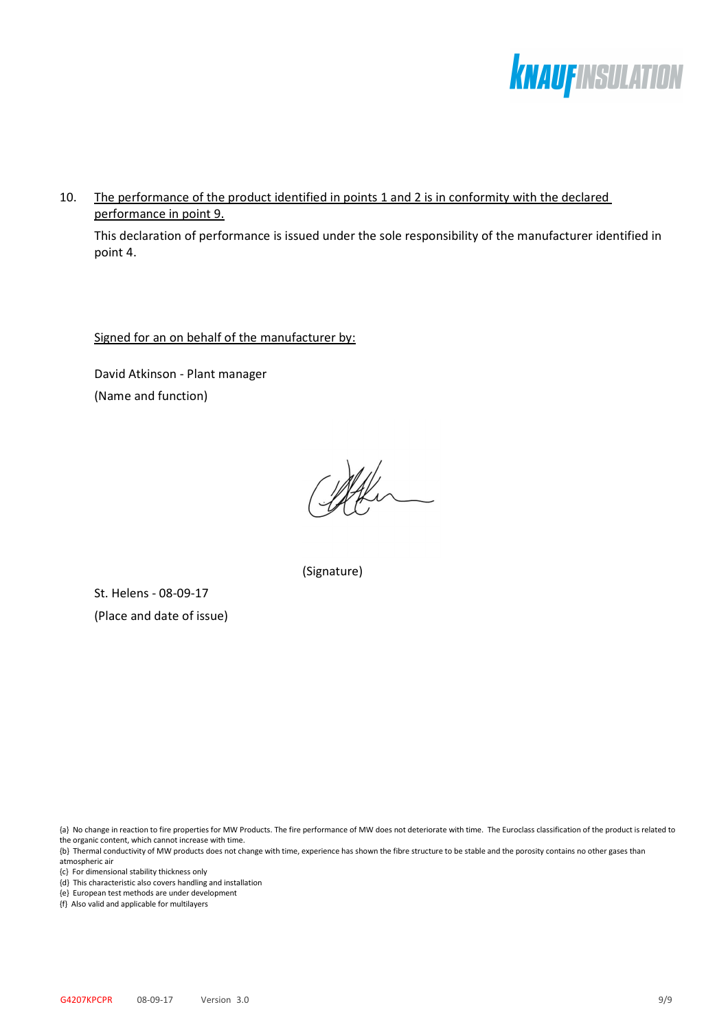10. The performance of the product identified in points 1 and 2 is in conformity with the declared performance in point 9.

This declaration of performance is issued under the sole responsibility of the manufacturer identified in point 4.

Signed for an on behalf of the manufacturer by:

David Atkinson - Plant manager

(Name and function)

(Signature)

St. Helens - 08-09-17

(Place and date of issue)

{a} No change in reaction to fire properties for MW Products. The fire performance of MW does not deteriorate with time. The Euroclass classification of the product is related to the organic content, which cannot increase with time.

{b} Thermal conductivity of MW products does not change with time, experience has shown the fibre structure to be stable and the porosity contains no other gases than atmospheric air

{c} For dimensional stability thickness only

{d} This characteristic also covers handling and installation

{e} European test methods are under development

{f} Also valid and applicable for multilayers

G4207KPCPR 08-09-17 Version 3.0